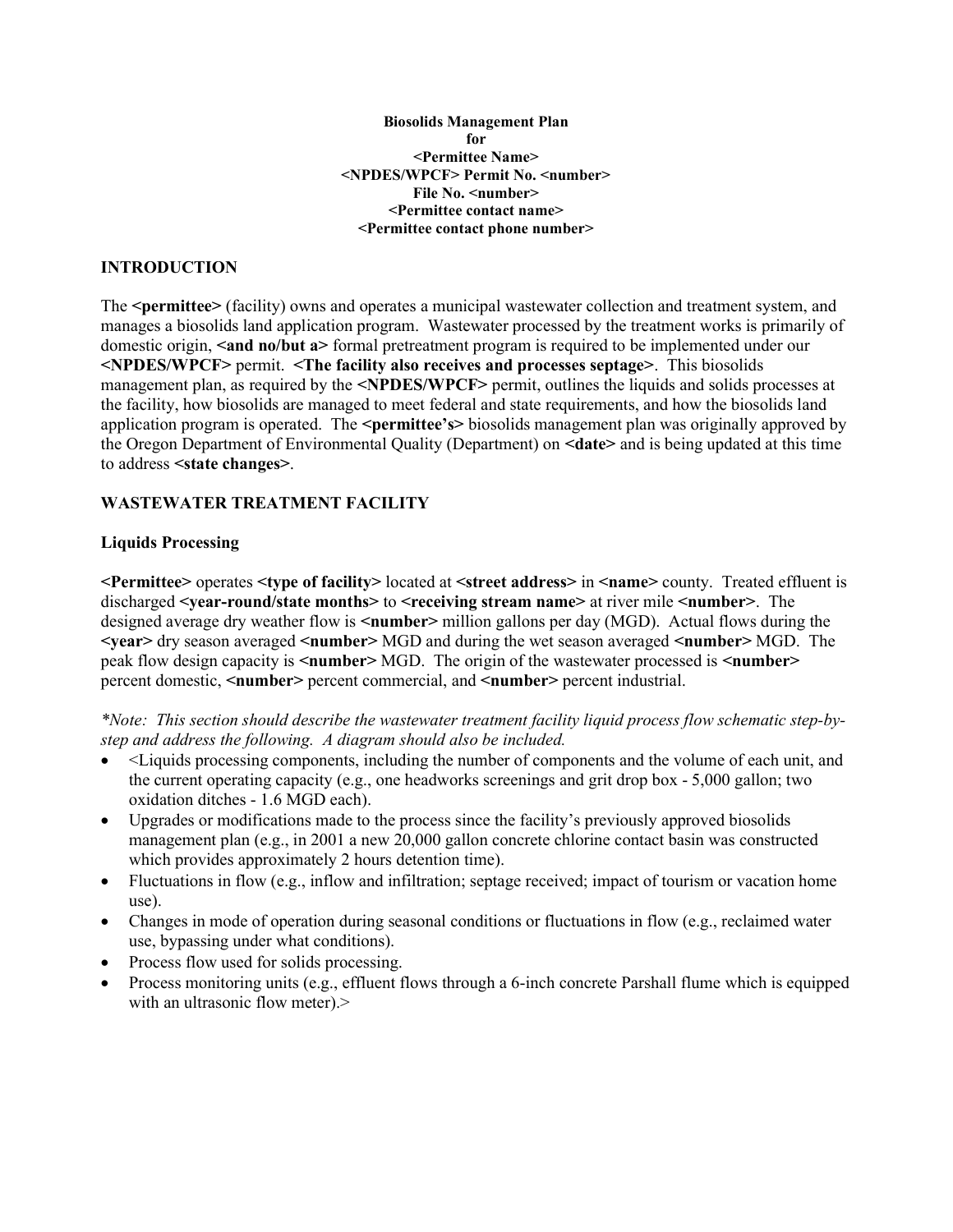**Biosolids Management Plan**
**for**
**<Permittee Name>**
**<NPDES/WPCF> Permit No. <number>**
**File No. <number>**
**<Permittee contact name>**
**<Permittee contact phone number>**

## INTRODUCTION

The **<permittee>** (facility) owns and operates a municipal wastewater collection and treatment system, and manages a biosolids land application program. Wastewater processed by the treatment works is primarily of domestic origin, **<and no/but a>** formal pretreatment program is required to be implemented under our **<NPDES/WPCF>** permit. **<The facility also receives and processes septage>**. This biosolids management plan, as required by the **<NPDES/WPCF>** permit, outlines the liquids and solids processes at the facility, how biosolids are managed to meet federal and state requirements, and how the biosolids land application program is operated. The **<permittee's>** biosolids management plan was originally approved by the Oregon Department of Environmental Quality (Department) on **<date>** and is being updated at this time to address **<state changes>**.

## WASTEWATER TREATMENT FACILITY

### Liquids Processing

**<Permittee>** operates **<type of facility>** located at **<street address>** in **<name>** county. Treated effluent is discharged **<year-round/state months>** to **<receiving stream name>** at river mile **<number>**. The designed average dry weather flow is **<number>** million gallons per day (MGD). Actual flows during the **<year>** dry season averaged **<number>** MGD and during the wet season averaged **<number>** MGD. The peak flow design capacity is **<number>** MGD. The origin of the wastewater processed is **<number>** percent domestic, **<number>** percent commercial, and **<number>** percent industrial.

*\*Note: This section should describe the wastewater treatment facility liquid process flow schematic step-by-step and address the following. A diagram should also be included.*

- <Liquids processing components, including the number of components and the volume of each unit, and the current operating capacity (e.g., one headworks screenings and grit drop box - 5,000 gallon; two oxidation ditches - 1.6 MGD each).
- Upgrades or modifications made to the process since the facility's previously approved biosolids management plan (e.g., in 2001 a new 20,000 gallon concrete chlorine contact basin was constructed which provides approximately 2 hours detention time).
- Fluctuations in flow (e.g., inflow and infiltration; septage received; impact of tourism or vacation home use).
- Changes in mode of operation during seasonal conditions or fluctuations in flow (e.g., reclaimed water use, bypassing under what conditions).
- Process flow used for solids processing.
- Process monitoring units (e.g., effluent flows through a 6-inch concrete Parshall flume which is equipped with an ultrasonic flow meter).>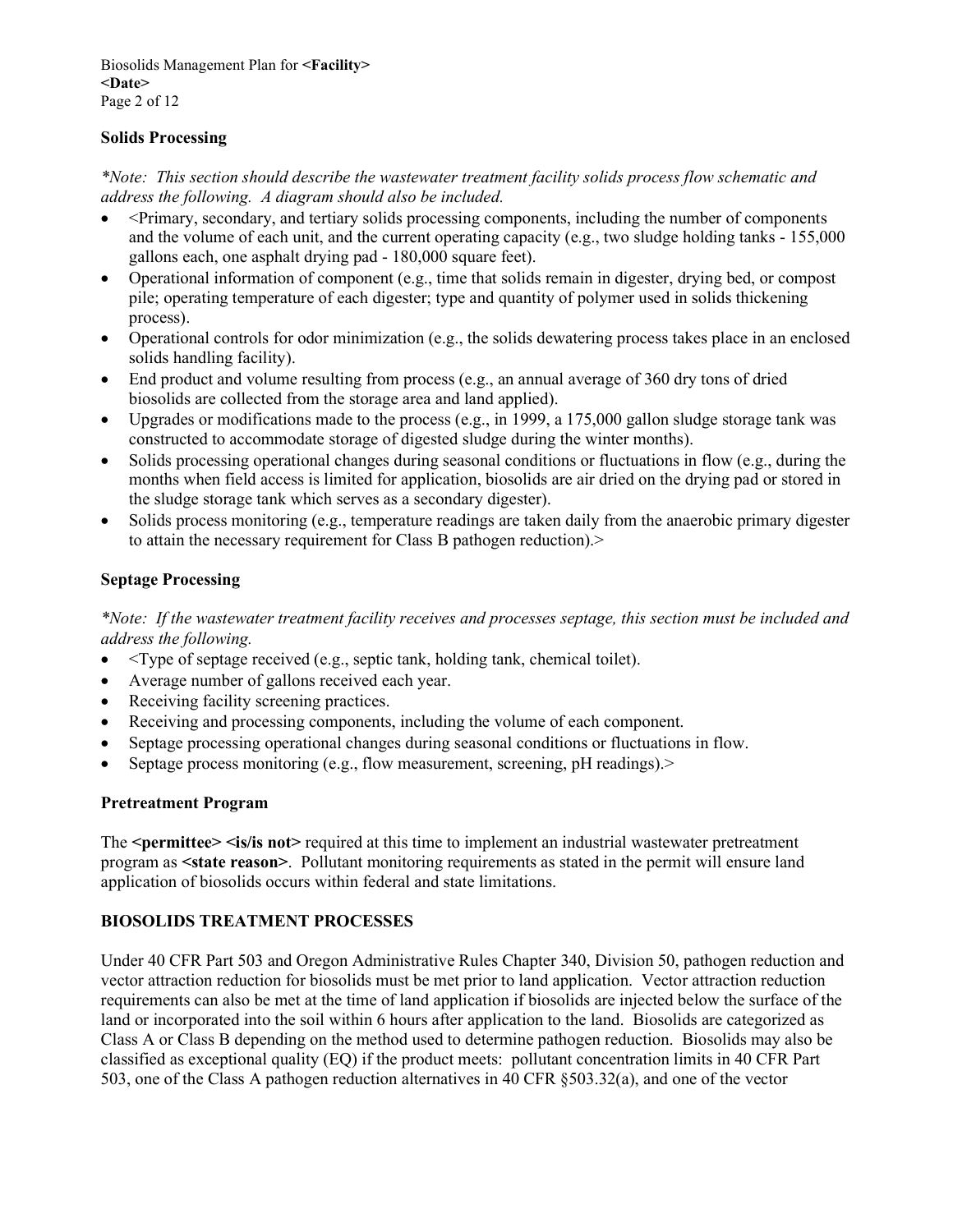### Solids Processing

*\*Note: This section should describe the wastewater treatment facility solids process flow schematic and address the following. A diagram should also be included.*

- <Primary, secondary, and tertiary solids processing components, including the number of components and the volume of each unit, and the current operating capacity (e.g., two sludge holding tanks - 155,000 gallons each, one asphalt drying pad - 180,000 square feet).
- Operational information of component (e.g., time that solids remain in digester, drying bed, or compost pile; operating temperature of each digester; type and quantity of polymer used in solids thickening process).
- Operational controls for odor minimization (e.g., the solids dewatering process takes place in an enclosed solids handling facility).
- End product and volume resulting from process (e.g., an annual average of 360 dry tons of dried biosolids are collected from the storage area and land applied).
- Upgrades or modifications made to the process (e.g., in 1999, a 175,000 gallon sludge storage tank was constructed to accommodate storage of digested sludge during the winter months).
- Solids processing operational changes during seasonal conditions or fluctuations in flow (e.g., during the months when field access is limited for application, biosolids are air dried on the drying pad or stored in the sludge storage tank which serves as a secondary digester).
- Solids process monitoring (e.g., temperature readings are taken daily from the anaerobic primary digester to attain the necessary requirement for Class B pathogen reduction).>

### Septage Processing

*\*Note: If the wastewater treatment facility receives and processes septage, this section must be included and address the following.*

- <Type of septage received (e.g., septic tank, holding tank, chemical toilet).
- Average number of gallons received each year.
- Receiving facility screening practices.
- Receiving and processing components, including the volume of each component.
- Septage processing operational changes during seasonal conditions or fluctuations in flow.
- Septage process monitoring (e.g., flow measurement, screening, pH readings).>

### Pretreatment Program

The **<permittee> <is/is not>** required at this time to implement an industrial wastewater pretreatment program as **<state reason>**. Pollutant monitoring requirements as stated in the permit will ensure land application of biosolids occurs within federal and state limitations.

## BIOSOLIDS TREATMENT PROCESSES

Under 40 CFR Part 503 and Oregon Administrative Rules Chapter 340, Division 50, pathogen reduction and vector attraction reduction for biosolids must be met prior to land application. Vector attraction reduction requirements can also be met at the time of land application if biosolids are injected below the surface of the land or incorporated into the soil within 6 hours after application to the land. Biosolids are categorized as Class A or Class B depending on the method used to determine pathogen reduction. Biosolids may also be classified as exceptional quality (EQ) if the product meets: pollutant concentration limits in 40 CFR Part 503, one of the Class A pathogen reduction alternatives in 40 CFR §503.32(a), and one of the vector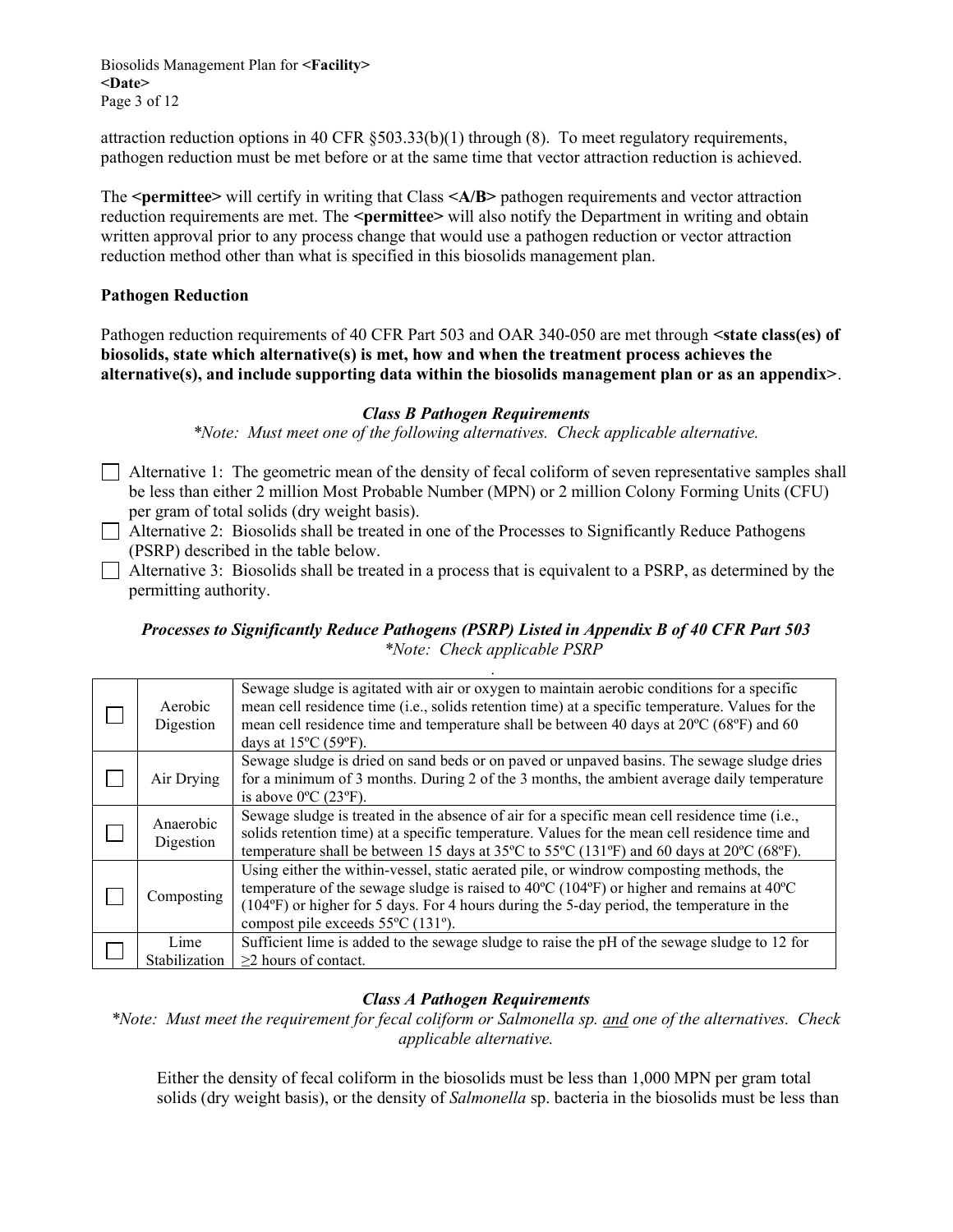attraction reduction options in 40 CFR §503.33(b)(1) through (8). To meet regulatory requirements, pathogen reduction must be met before or at the same time that vector attraction reduction is achieved.

The **<permittee>** will certify in writing that Class **<A/B>** pathogen requirements and vector attraction reduction requirements are met. The **<permittee>** will also notify the Department in writing and obtain written approval prior to any process change that would use a pathogen reduction or vector attraction reduction method other than what is specified in this biosolids management plan.

**Pathogen Reduction**

Pathogen reduction requirements of 40 CFR Part 503 and OAR 340-050 are met through **<state class(es) of biosolids, state which alternative(s) is met, how and when the treatment process achieves the alternative(s), and include supporting data within the biosolids management plan or as an appendix>**.

***Class B Pathogen Requirements***

*\*Note: Must meet one of the following alternatives. Check applicable alternative.*

- ☐ Alternative 1: The geometric mean of the density of fecal coliform of seven representative samples shall be less than either 2 million Most Probable Number (MPN) or 2 million Colony Forming Units (CFU) per gram of total solids (dry weight basis).
- ☐ Alternative 2: Biosolids shall be treated in one of the Processes to Significantly Reduce Pathogens (PSRP) described in the table below.
- ☐ Alternative 3: Biosolids shall be treated in a process that is equivalent to a PSRP, as determined by the permitting authority.

***Processes to Significantly Reduce Pathogens (PSRP) Listed in Appendix B of 40 CFR Part 503***

*\*Note: Check applicable PSRP*

| | | |
|---|---|---|
| ☐ | Aerobic Digestion | Sewage sludge is agitated with air or oxygen to maintain aerobic conditions for a specific mean cell residence time (i.e., solids retention time) at a specific temperature. Values for the mean cell residence time and temperature shall be between 40 days at 20ºC (68ºF) and 60 days at 15ºC (59ºF). |
| ☐ | Air Drying | Sewage sludge is dried on sand beds or on paved or unpaved basins. The sewage sludge dries for a minimum of 3 months. During 2 of the 3 months, the ambient average daily temperature is above 0ºC (23ºF). |
| ☐ | Anaerobic Digestion | Sewage sludge is treated in the absence of air for a specific mean cell residence time (i.e., solids retention time) at a specific temperature. Values for the mean cell residence time and temperature shall be between 15 days at 35ºC to 55ºC (131ºF) and 60 days at 20ºC (68ºF). |
| ☐ | Composting | Using either the within-vessel, static aerated pile, or windrow composting methods, the temperature of the sewage sludge is raised to 40ºC (104ºF) or higher and remains at 40ºC (104ºF) or higher for 5 days. For 4 hours during the 5-day period, the temperature in the compost pile exceeds 55ºC (131º). |
| ☐ | Lime Stabilization | Sufficient lime is added to the sewage sludge to raise the pH of the sewage sludge to 12 for ≥2 hours of contact. |

***Class A Pathogen Requirements***

*\*Note: Must meet the requirement for fecal coliform or Salmonella sp. <u>and</u> one of the alternatives. Check applicable alternative.*

Either the density of fecal coliform in the biosolids must be less than 1,000 MPN per gram total solids (dry weight basis), or the density of *Salmonella* sp. bacteria in the biosolids must be less than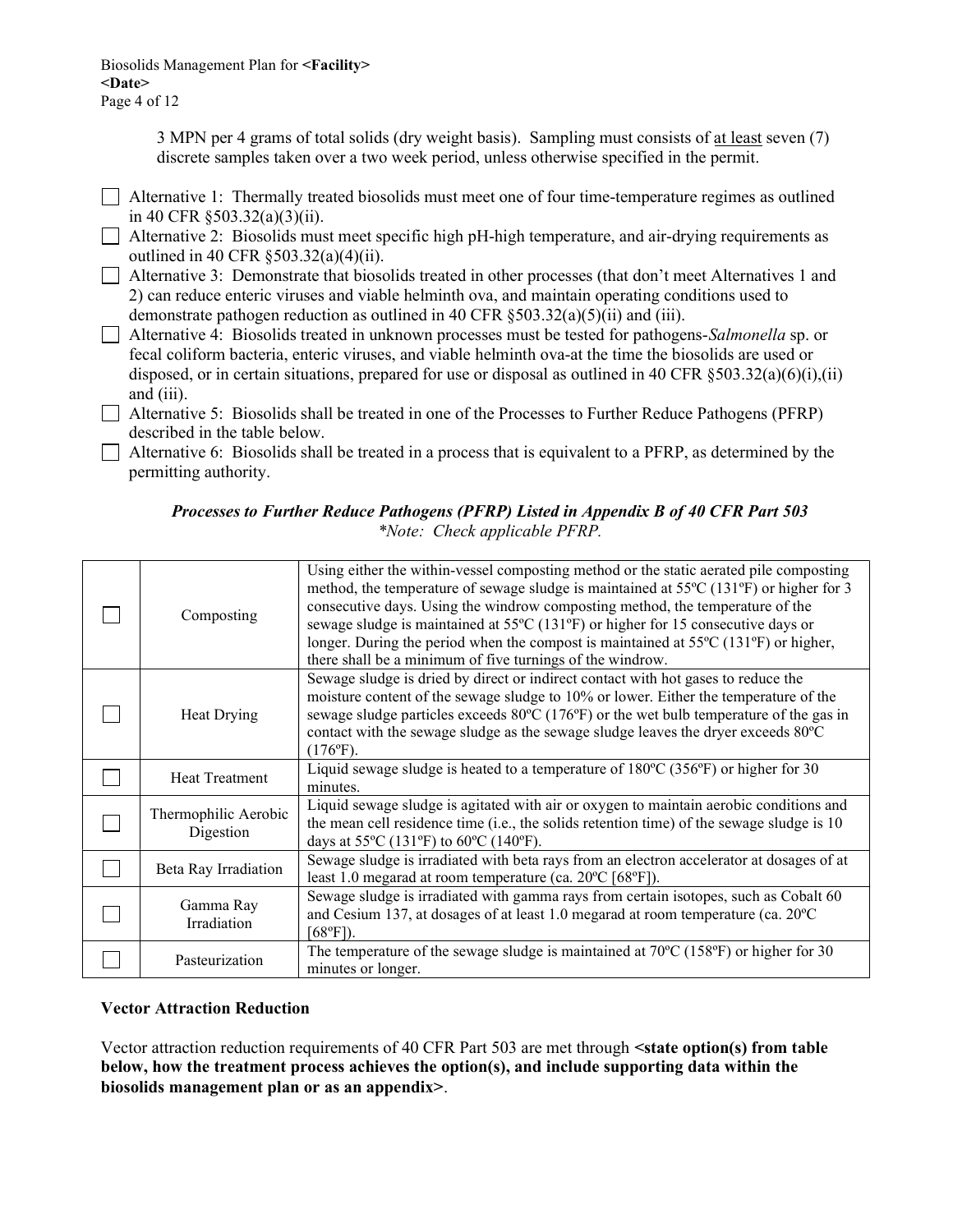3 MPN per 4 grams of total solids (dry weight basis). Sampling must consists of <u>at least</u> seven (7) discrete samples taken over a two week period, unless otherwise specified in the permit.

- ☐ Alternative 1: Thermally treated biosolids must meet one of four time-temperature regimes as outlined in 40 CFR §503.32(a)(3)(ii).
- ☐ Alternative 2: Biosolids must meet specific high pH-high temperature, and air-drying requirements as outlined in 40 CFR §503.32(a)(4)(ii).
- ☐ Alternative 3: Demonstrate that biosolids treated in other processes (that don't meet Alternatives 1 and 2) can reduce enteric viruses and viable helminth ova, and maintain operating conditions used to demonstrate pathogen reduction as outlined in 40 CFR §503.32(a)(5)(ii) and (iii).
- ☐ Alternative 4: Biosolids treated in unknown processes must be tested for pathogens-*Salmonella* sp. or fecal coliform bacteria, enteric viruses, and viable helminth ova-at the time the biosolids are used or disposed, or in certain situations, prepared for use or disposal as outlined in 40 CFR §503.32(a)(6)(i),(ii) and (iii).
- ☐ Alternative 5: Biosolids shall be treated in one of the Processes to Further Reduce Pathogens (PFRP) described in the table below.
- ☐ Alternative 6: Biosolids shall be treated in a process that is equivalent to a PFRP, as determined by the permitting authority.

***Processes to Further Reduce Pathogens (PFRP) Listed in Appendix B of 40 CFR Part 503***
*\*Note: Check applicable PFRP.*

| | | |
|---|---|---|
| ☐ | Composting | Using either the within-vessel composting method or the static aerated pile composting method, the temperature of sewage sludge is maintained at 55ºC (131ºF) or higher for 3 consecutive days. Using the windrow composting method, the temperature of the sewage sludge is maintained at 55ºC (131ºF) or higher for 15 consecutive days or longer. During the period when the compost is maintained at 55ºC (131ºF) or higher, there shall be a minimum of five turnings of the windrow. |
| ☐ | Heat Drying | Sewage sludge is dried by direct or indirect contact with hot gases to reduce the moisture content of the sewage sludge to 10% or lower. Either the temperature of the sewage sludge particles exceeds 80ºC (176ºF) or the wet bulb temperature of the gas in contact with the sewage sludge as the sewage sludge leaves the dryer exceeds 80ºC (176ºF). |
| ☐ | Heat Treatment | Liquid sewage sludge is heated to a temperature of 180ºC (356ºF) or higher for 30 minutes. |
| ☐ | Thermophilic Aerobic Digestion | Liquid sewage sludge is agitated with air or oxygen to maintain aerobic conditions and the mean cell residence time (i.e., the solids retention time) of the sewage sludge is 10 days at 55ºC (131ºF) to 60ºC (140ºF). |
| ☐ | Beta Ray Irradiation | Sewage sludge is irradiated with beta rays from an electron accelerator at dosages of at least 1.0 megarad at room temperature (ca. 20ºC [68ºF]). |
| ☐ | Gamma Ray Irradiation | Sewage sludge is irradiated with gamma rays from certain isotopes, such as Cobalt 60 and Cesium 137, at dosages of at least 1.0 megarad at room temperature (ca. 20ºC [68ºF]). |
| ☐ | Pasteurization | The temperature of the sewage sludge is maintained at 70ºC (158ºF) or higher for 30 minutes or longer. |

**Vector Attraction Reduction**

Vector attraction reduction requirements of 40 CFR Part 503 are met through **<state option(s) from table below, how the treatment process achieves the option(s), and include supporting data within the biosolids management plan or as an appendix>**.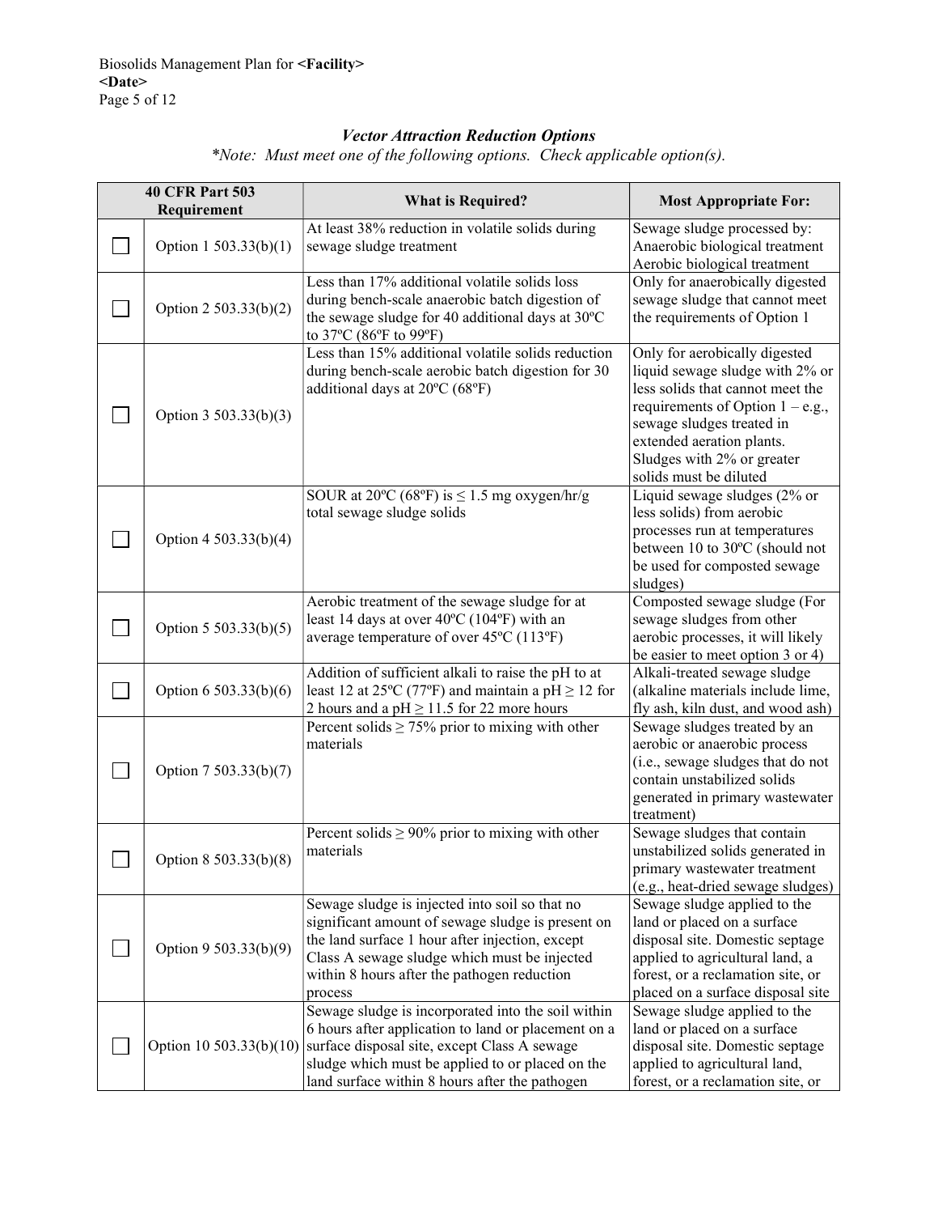### *Vector Attraction Reduction Options*

*\*Note: Must meet one of the following options. Check applicable option(s).*

| 40 CFR Part 503 Requirement | | What is Required? | Most Appropriate For: |
|---|---|---|---|
| ☐ | Option 1 503.33(b)(1) | At least 38% reduction in volatile solids during sewage sludge treatment | Sewage sludge processed by: Anaerobic biological treatment Aerobic biological treatment |
| ☐ | Option 2 503.33(b)(2) | Less than 17% additional volatile solids loss during bench-scale anaerobic batch digestion of the sewage sludge for 40 additional days at 30ºC to 37ºC (86ºF to 99ºF) | Only for anaerobically digested sewage sludge that cannot meet the requirements of Option 1 |
| ☐ | Option 3 503.33(b)(3) | Less than 15% additional volatile solids reduction during bench-scale aerobic batch digestion for 30 additional days at 20ºC (68ºF) | Only for aerobically digested liquid sewage sludge with 2% or less solids that cannot meet the requirements of Option 1 – e.g., sewage sludges treated in extended aeration plants. Sludges with 2% or greater solids must be diluted |
| ☐ | Option 4 503.33(b)(4) | SOUR at 20ºC (68ºF) is ≤ 1.5 mg oxygen/hr/g total sewage sludge solids | Liquid sewage sludges (2% or less solids) from aerobic processes run at temperatures between 10 to 30ºC (should not be used for composted sewage sludges) |
| ☐ | Option 5 503.33(b)(5) | Aerobic treatment of the sewage sludge for at least 14 days at over 40ºC (104ºF) with an average temperature of over 45ºC (113ºF) | Composted sewage sludge (For sewage sludges from other aerobic processes, it will likely be easier to meet option 3 or 4) |
| ☐ | Option 6 503.33(b)(6) | Addition of sufficient alkali to raise the pH to at least 12 at 25ºC (77ºF) and maintain a pH ≥ 12 for 2 hours and a pH ≥ 11.5 for 22 more hours | Alkali-treated sewage sludge (alkaline materials include lime, fly ash, kiln dust, and wood ash) |
| ☐ | Option 7 503.33(b)(7) | Percent solids ≥ 75% prior to mixing with other materials | Sewage sludges treated by an aerobic or anaerobic process (i.e., sewage sludges that do not contain unstabilized solids generated in primary wastewater treatment) |
| ☐ | Option 8 503.33(b)(8) | Percent solids ≥ 90% prior to mixing with other materials | Sewage sludges that contain unstabilized solids generated in primary wastewater treatment (e.g., heat-dried sewage sludges) |
| ☐ | Option 9 503.33(b)(9) | Sewage sludge is injected into soil so that no significant amount of sewage sludge is present on the land surface 1 hour after injection, except Class A sewage sludge which must be injected within 8 hours after the pathogen reduction process | Sewage sludge applied to the land or placed on a surface disposal site. Domestic septage applied to agricultural land, a forest, or a reclamation site, or placed on a surface disposal site |
| ☐ | Option 10 503.33(b)(10) | Sewage sludge is incorporated into the soil within 6 hours after application to land or placement on a surface disposal site, except Class A sewage sludge which must be applied to or placed on the land surface within 8 hours after the pathogen | Sewage sludge applied to the land or placed on a surface disposal site. Domestic septage applied to agricultural land, forest, or a reclamation site, or |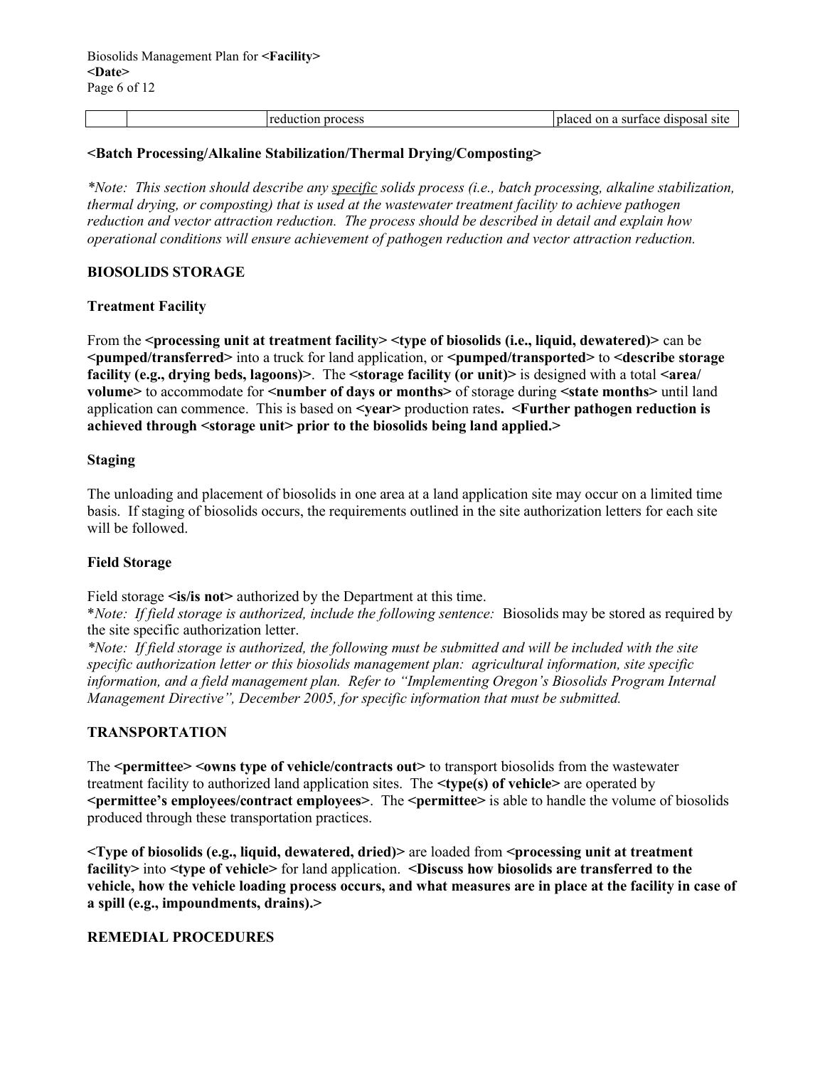| | | reduction process | placed on a surface disposal site |
|---|---|---|---|

**<Batch Processing/Alkaline Stabilization/Thermal Drying/Composting>**

*\*Note: This section should describe any <u>specific</u> solids process (i.e., batch processing, alkaline stabilization, thermal drying, or composting) that is used at the wastewater treatment facility to achieve pathogen reduction and vector attraction reduction. The process should be described in detail and explain how operational conditions will ensure achievement of pathogen reduction and vector attraction reduction.*

## BIOSOLIDS STORAGE

### Treatment Facility

From the **<processing unit at treatment facility> <type of biosolids (i.e., liquid, dewatered)>** can be **<pumped/transferred>** into a truck for land application, or **<pumped/transported>** to **<describe storage facility (e.g., drying beds, lagoons)>**. The **<storage facility (or unit)>** is designed with a total **<area/ volume>** to accommodate for **<number of days or months>** of storage during **<state months>** until land application can commence. This is based on **<year>** production rates**. <Further pathogen reduction is achieved through <storage unit> prior to the biosolids being land applied.>**

### Staging

The unloading and placement of biosolids in one area at a land application site may occur on a limited time basis. If staging of biosolids occurs, the requirements outlined in the site authorization letters for each site will be followed.

### Field Storage

Field storage **<is/is not>** authorized by the Department at this time.
*\*Note: If field storage is authorized, include the following sentence:* Biosolids may be stored as required by the site specific authorization letter.
*\*Note: If field storage is authorized, the following must be submitted and will be included with the site specific authorization letter or this biosolids management plan: agricultural information, site specific information, and a field management plan. Refer to "Implementing Oregon's Biosolids Program Internal Management Directive", December 2005, for specific information that must be submitted.*

## TRANSPORTATION

The **<permittee> <owns type of vehicle/contracts out>** to transport biosolids from the wastewater treatment facility to authorized land application sites. The **<type(s) of vehicle>** are operated by **<permittee's employees/contract employees>**. The **<permittee>** is able to handle the volume of biosolids produced through these transportation practices.

**<Type of biosolids (e.g., liquid, dewatered, dried)>** are loaded from **<processing unit at treatment facility>** into **<type of vehicle>** for land application. **<Discuss how biosolids are transferred to the vehicle, how the vehicle loading process occurs, and what measures are in place at the facility in case of a spill (e.g., impoundments, drains).>**

## REMEDIAL PROCEDURES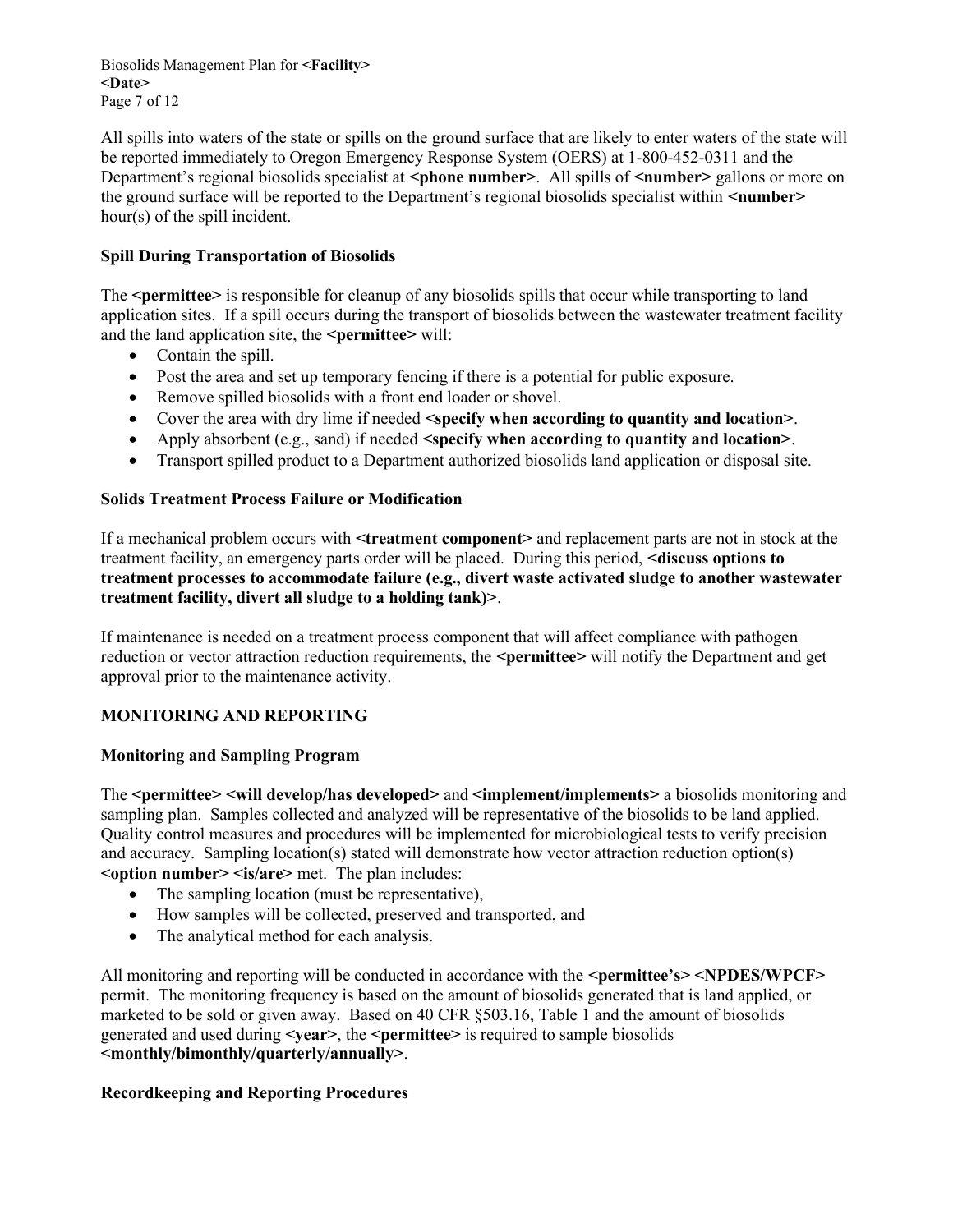All spills into waters of the state or spills on the ground surface that are likely to enter waters of the state will be reported immediately to Oregon Emergency Response System (OERS) at 1-800-452-0311 and the Department's regional biosolids specialist at **<phone number>**. All spills of **<number>** gallons or more on the ground surface will be reported to the Department's regional biosolids specialist within **<number>** hour(s) of the spill incident.

### Spill During Transportation of Biosolids

The **<permittee>** is responsible for cleanup of any biosolids spills that occur while transporting to land application sites. If a spill occurs during the transport of biosolids between the wastewater treatment facility and the land application site, the **<permittee>** will:

- Contain the spill.
- Post the area and set up temporary fencing if there is a potential for public exposure.
- Remove spilled biosolids with a front end loader or shovel.
- Cover the area with dry lime if needed **<specify when according to quantity and location>**.
- Apply absorbent (e.g., sand) if needed **<specify when according to quantity and location>**.
- Transport spilled product to a Department authorized biosolids land application or disposal site.

### Solids Treatment Process Failure or Modification

If a mechanical problem occurs with **<treatment component>** and replacement parts are not in stock at the treatment facility, an emergency parts order will be placed. During this period, **<discuss options to treatment processes to accommodate failure (e.g., divert waste activated sludge to another wastewater treatment facility, divert all sludge to a holding tank)>**.

If maintenance is needed on a treatment process component that will affect compliance with pathogen reduction or vector attraction reduction requirements, the **<permittee>** will notify the Department and get approval prior to the maintenance activity.

## MONITORING AND REPORTING

### Monitoring and Sampling Program

The **<permittee> <will develop/has developed>** and **<implement/implements>** a biosolids monitoring and sampling plan. Samples collected and analyzed will be representative of the biosolids to be land applied. Quality control measures and procedures will be implemented for microbiological tests to verify precision and accuracy. Sampling location(s) stated will demonstrate how vector attraction reduction option(s) **<option number> <is/are>** met. The plan includes:

- The sampling location (must be representative),
- How samples will be collected, preserved and transported, and
- The analytical method for each analysis.

All monitoring and reporting will be conducted in accordance with the **<permittee's> <NPDES/WPCF>** permit. The monitoring frequency is based on the amount of biosolids generated that is land applied, or marketed to be sold or given away. Based on 40 CFR §503.16, Table 1 and the amount of biosolids generated and used during **<year>**, the **<permittee>** is required to sample biosolids **<monthly/bimonthly/quarterly/annually>**.

### Recordkeeping and Reporting Procedures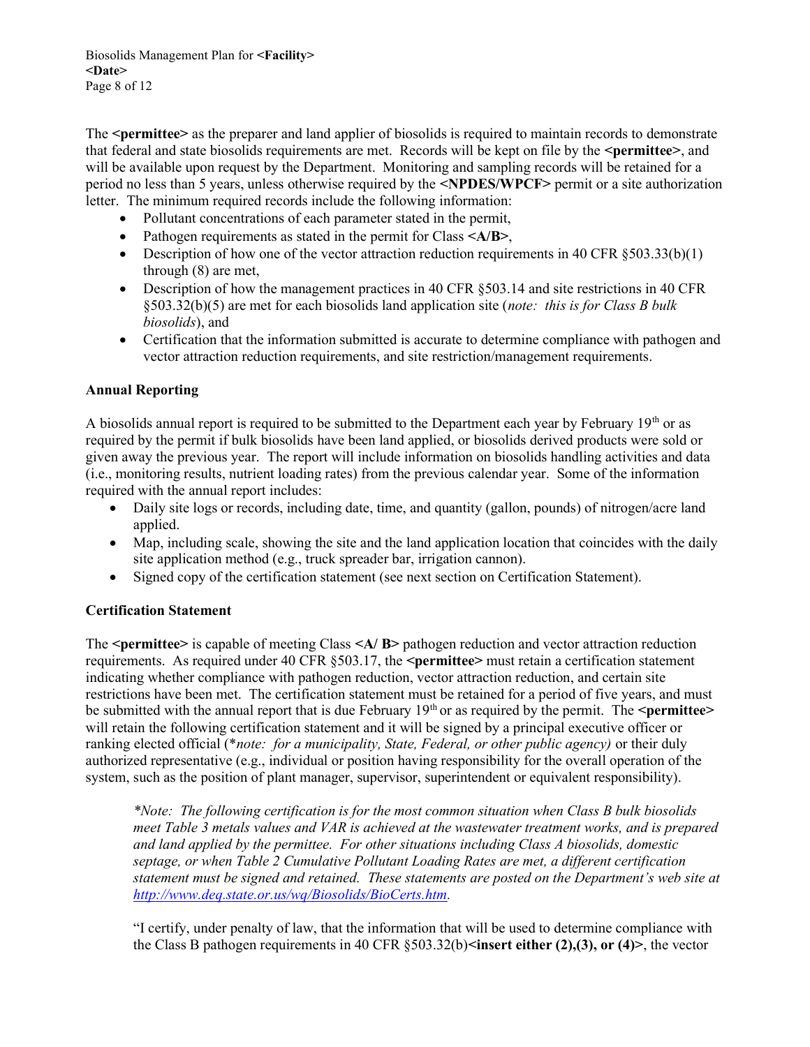The **<permittee>** as the preparer and land applier of biosolids is required to maintain records to demonstrate that federal and state biosolids requirements are met. Records will be kept on file by the **<permittee>**, and will be available upon request by the Department. Monitoring and sampling records will be retained for a period no less than 5 years, unless otherwise required by the **<NPDES/WPCF>** permit or a site authorization letter. The minimum required records include the following information:

- Pollutant concentrations of each parameter stated in the permit,
- Pathogen requirements as stated in the permit for Class **<A/B>**,
- Description of how one of the vector attraction reduction requirements in 40 CFR §503.33(b)(1) through (8) are met,
- Description of how the management practices in 40 CFR §503.14 and site restrictions in 40 CFR §503.32(b)(5) are met for each biosolids land application site (*note: this is for Class B bulk biosolids*), and
- Certification that the information submitted is accurate to determine compliance with pathogen and vector attraction reduction requirements, and site restriction/management requirements.

**Annual Reporting**

A biosolids annual report is required to be submitted to the Department each year by February 19th or as required by the permit if bulk biosolids have been land applied, or biosolids derived products were sold or given away the previous year. The report will include information on biosolids handling activities and data (i.e., monitoring results, nutrient loading rates) from the previous calendar year. Some of the information required with the annual report includes:

- Daily site logs or records, including date, time, and quantity (gallon, pounds) of nitrogen/acre land applied.
- Map, including scale, showing the site and the land application location that coincides with the daily site application method (e.g., truck spreader bar, irrigation cannon).
- Signed copy of the certification statement (see next section on Certification Statement).

**Certification Statement**

The **<permittee>** is capable of meeting Class **<A/ B>** pathogen reduction and vector attraction reduction requirements. As required under 40 CFR §503.17, the **<permittee>** must retain a certification statement indicating whether compliance with pathogen reduction, vector attraction reduction, and certain site restrictions have been met. The certification statement must be retained for a period of five years, and must be submitted with the annual report that is due February 19th or as required by the permit. The **<permittee>** will retain the following certification statement and it will be signed by a principal executive officer or ranking elected official (*\*note: for a municipality, State, Federal, or other public agency)* or their duly authorized representative (e.g., individual or position having responsibility for the overall operation of the system, such as the position of plant manager, supervisor, superintendent or equivalent responsibility).

> *\*Note: The following certification is for the most common situation when Class B bulk biosolids meet Table 3 metals values and VAR is achieved at the wastewater treatment works, and is prepared and land applied by the permittee. For other situations including Class A biosolids, domestic septage, or when Table 2 Cumulative Pollutant Loading Rates are met, a different certification statement must be signed and retained. These statements are posted on the Department's web site at [http://www.deq.state.or.us/wq/Biosolids/BioCerts.htm](http://www.deq.state.or.us/wq/Biosolids/BioCerts.htm).*
>
> "I certify, under penalty of law, that the information that will be used to determine compliance with the Class B pathogen requirements in 40 CFR §503.32(b)**<insert either (2),(3), or (4)>**, the vector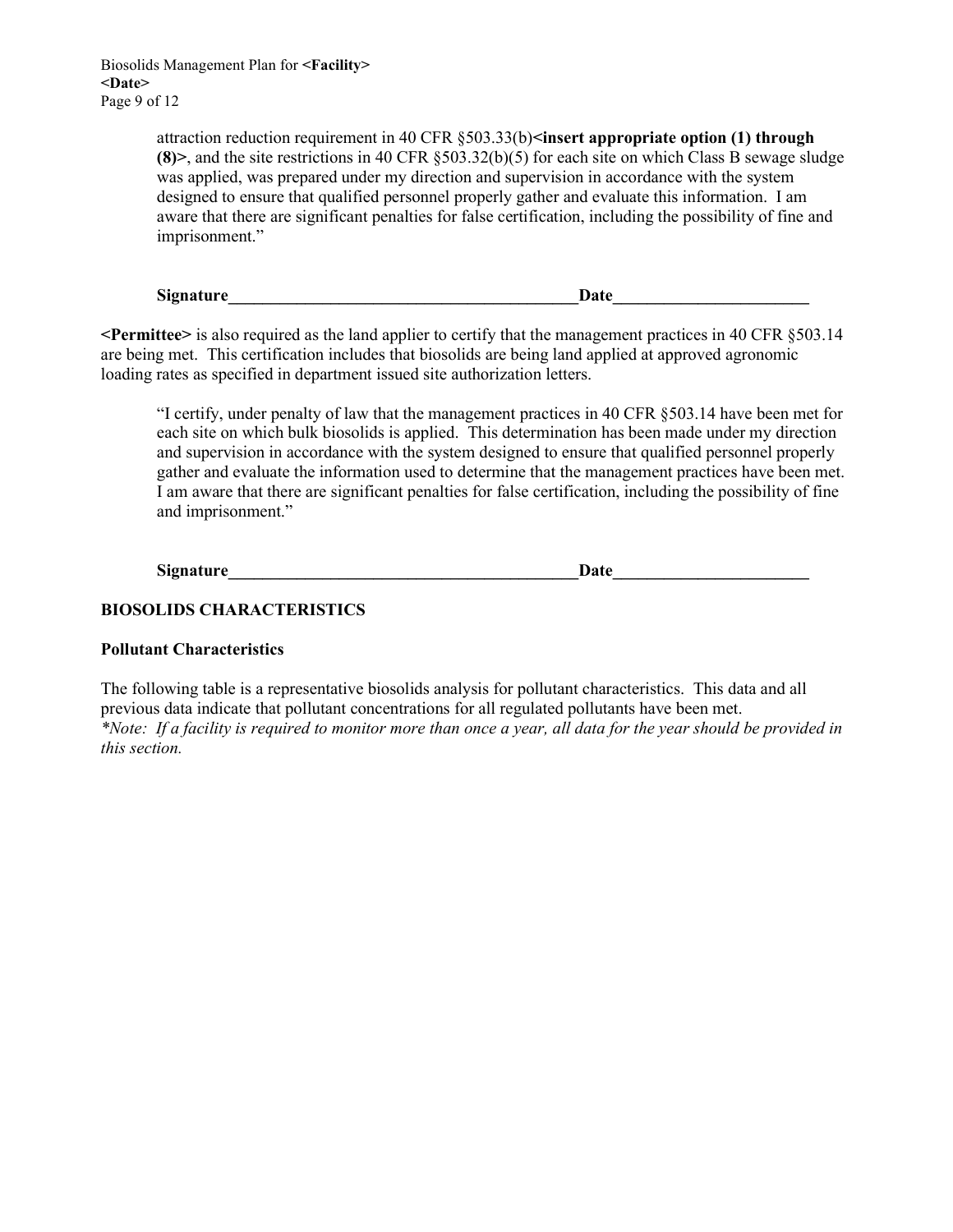attraction reduction requirement in 40 CFR §503.33(b)**<insert appropriate option (1) through (8)>**, and the site restrictions in 40 CFR §503.32(b)(5) for each site on which Class B sewage sludge was applied, was prepared under my direction and supervision in accordance with the system designed to ensure that qualified personnel properly gather and evaluate this information. I am aware that there are significant penalties for false certification, including the possibility of fine and imprisonment."

**Signature__________________________________________Date_______________________**

**<Permittee>** is also required as the land applier to certify that the management practices in 40 CFR §503.14 are being met. This certification includes that biosolids are being land applied at approved agronomic loading rates as specified in department issued site authorization letters.

> "I certify, under penalty of law that the management practices in 40 CFR §503.14 have been met for each site on which bulk biosolids is applied. This determination has been made under my direction and supervision in accordance with the system designed to ensure that qualified personnel properly gather and evaluate the information used to determine that the management practices have been met. I am aware that there are significant penalties for false certification, including the possibility of fine and imprisonment."

**Signature__________________________________________Date_______________________**

## BIOSOLIDS CHARACTERISTICS

### Pollutant Characteristics

The following table is a representative biosolids analysis for pollutant characteristics. This data and all previous data indicate that pollutant concentrations for all regulated pollutants have been met.
*\*Note: If a facility is required to monitor more than once a year, all data for the year should be provided in this section.*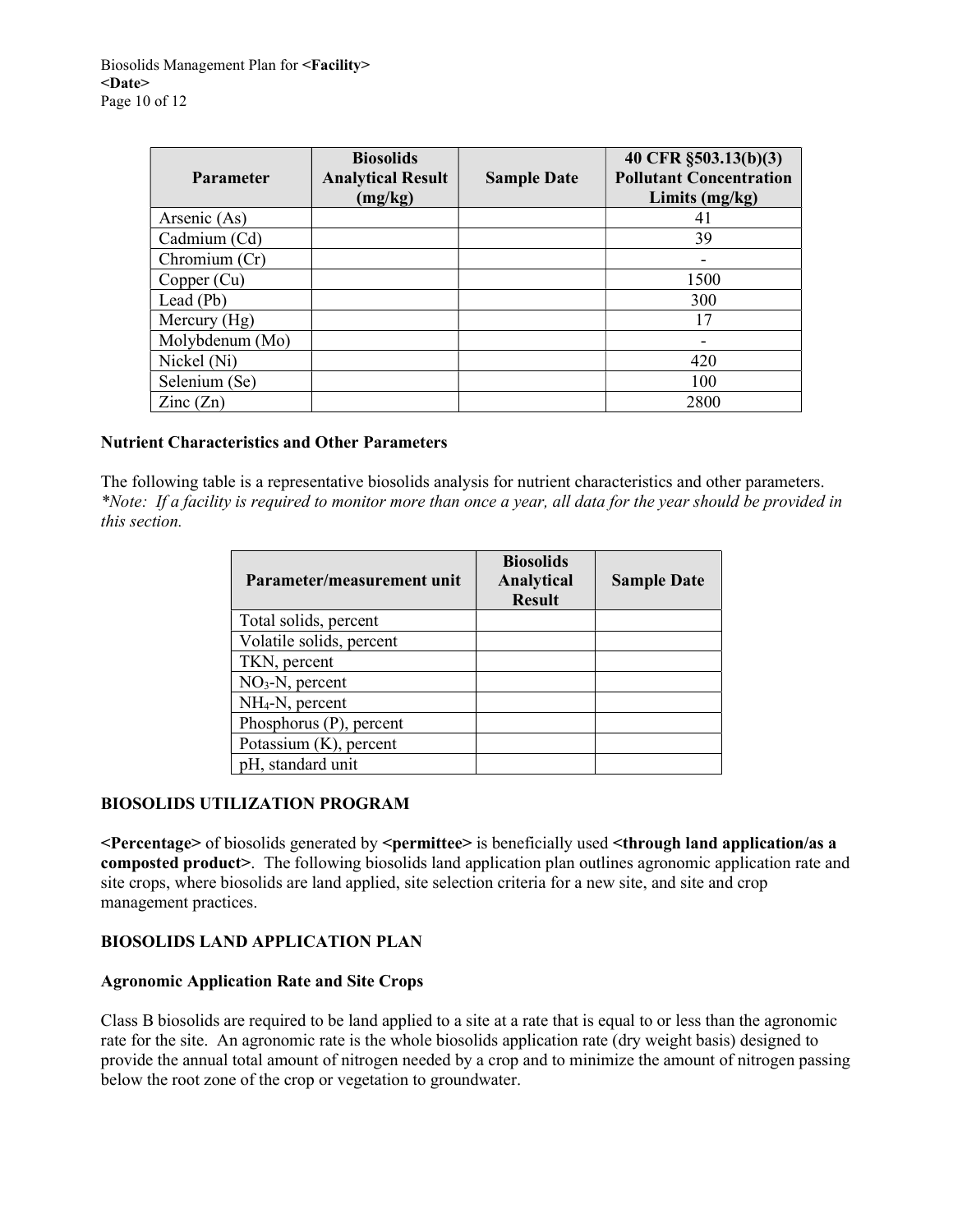| Parameter | Biosolids Analytical Result (mg/kg) | Sample Date | 40 CFR §503.13(b)(3) Pollutant Concentration Limits (mg/kg) |
|---|---|---|---|
| Arsenic (As) | | | 41 |
| Cadmium (Cd) | | | 39 |
| Chromium (Cr) | | | - |
| Copper (Cu) | | | 1500 |
| Lead (Pb) | | | 300 |
| Mercury (Hg) | | | 17 |
| Molybdenum (Mo) | | | - |
| Nickel (Ni) | | | 420 |
| Selenium (Se) | | | 100 |
| Zinc (Zn) | | | 2800 |

### Nutrient Characteristics and Other Parameters

The following table is a representative biosolids analysis for nutrient characteristics and other parameters. *\*Note: If a facility is required to monitor more than once a year, all data for the year should be provided in this section.*

| Parameter/measurement unit | Biosolids Analytical Result | Sample Date |
|---|---|---|
| Total solids, percent | | |
| Volatile solids, percent | | |
| TKN, percent | | |
| $NO_3$-N, percent | | |
| $NH_4$-N, percent | | |
| Phosphorus (P), percent | | |
| Potassium (K), percent | | |
| pH, standard unit | | |

## BIOSOLIDS UTILIZATION PROGRAM

**<Percentage>** of biosolids generated by **<permittee>** is beneficially used **<through land application/as a composted product>**. The following biosolids land application plan outlines agronomic application rate and site crops, where biosolids are land applied, site selection criteria for a new site, and site and crop management practices.

## BIOSOLIDS LAND APPLICATION PLAN

### Agronomic Application Rate and Site Crops

Class B biosolids are required to be land applied to a site at a rate that is equal to or less than the agronomic rate for the site. An agronomic rate is the whole biosolids application rate (dry weight basis) designed to provide the annual total amount of nitrogen needed by a crop and to minimize the amount of nitrogen passing below the root zone of the crop or vegetation to groundwater.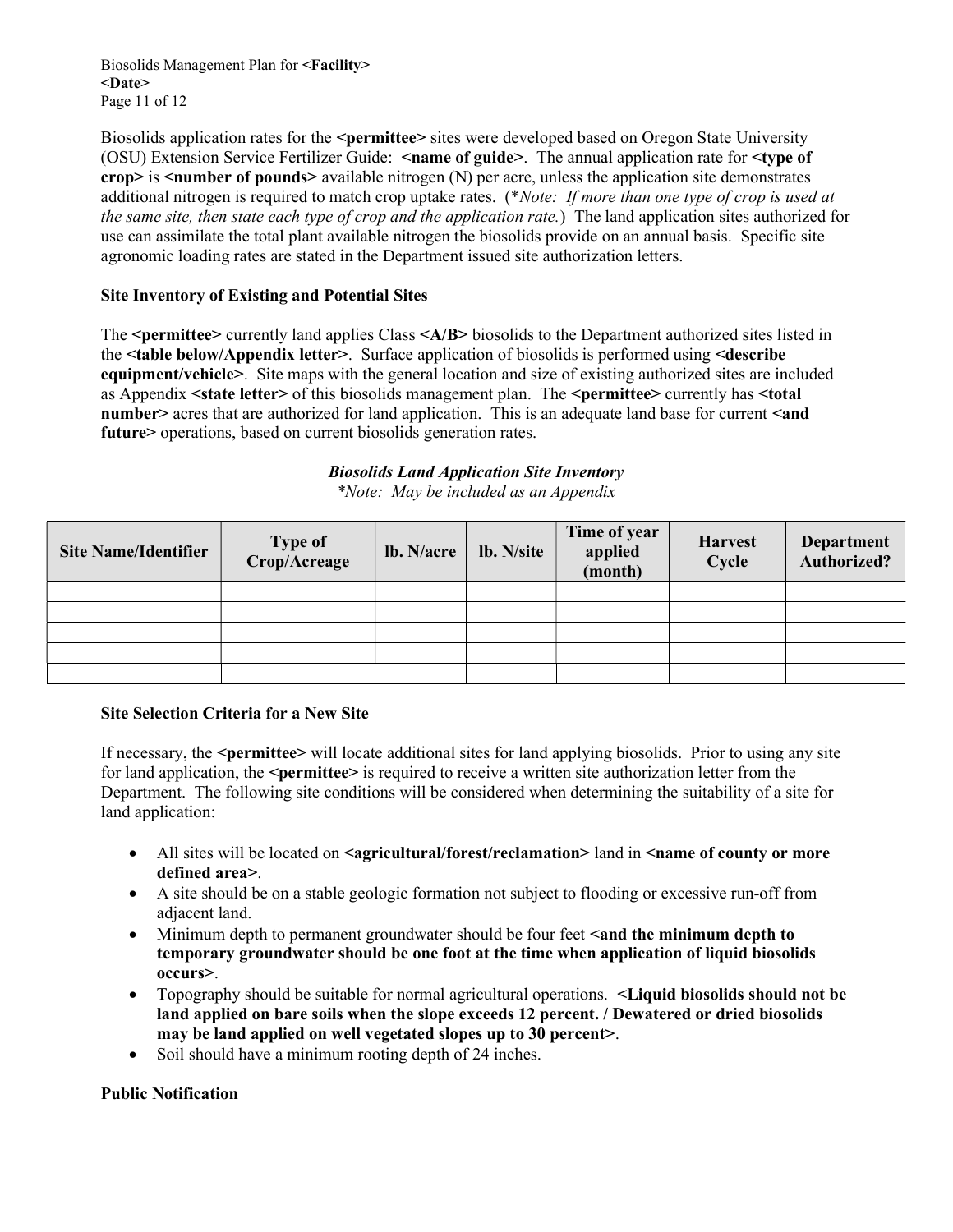Biosolids application rates for the **<permittee>** sites were developed based on Oregon State University (OSU) Extension Service Fertilizer Guide: **<name of guide>**. The annual application rate for **<type of crop>** is **<number of pounds>** available nitrogen (N) per acre, unless the application site demonstrates additional nitrogen is required to match crop uptake rates. (*\*Note: If more than one type of crop is used at the same site, then state each type of crop and the application rate.*) The land application sites authorized for use can assimilate the total plant available nitrogen the biosolids provide on an annual basis. Specific site agronomic loading rates are stated in the Department issued site authorization letters.

**Site Inventory of Existing and Potential Sites**

The **<permittee>** currently land applies Class **<A/B>** biosolids to the Department authorized sites listed in the **<table below/Appendix letter>**. Surface application of biosolids is performed using **<describe equipment/vehicle>**. Site maps with the general location and size of existing authorized sites are included as Appendix **<state letter>** of this biosolids management plan. The **<permittee>** currently has **<total number>** acres that are authorized for land application. This is an adequate land base for current **<and future>** operations, based on current biosolids generation rates.

***Biosolids Land Application Site Inventory***

*\*Note: May be included as an Appendix*

| Site Name/Identifier | Type of Crop/Acreage | lb. N/acre | lb. N/site | Time of year applied (month) | Harvest Cycle | Department Authorized? |
|---|---|---|---|---|---|---|
| | | | | | | |
| | | | | | | |
| | | | | | | |
| | | | | | | |
| | | | | | | |

**Site Selection Criteria for a New Site**

If necessary, the **<permittee>** will locate additional sites for land applying biosolids. Prior to using any site for land application, the **<permittee>** is required to receive a written site authorization letter from the Department. The following site conditions will be considered when determining the suitability of a site for land application:

- All sites will be located on **<agricultural/forest/reclamation>** land in **<name of county or more defined area>**.
- A site should be on a stable geologic formation not subject to flooding or excessive run-off from adjacent land.
- Minimum depth to permanent groundwater should be four feet **<and the minimum depth to temporary groundwater should be one foot at the time when application of liquid biosolids occurs>**.
- Topography should be suitable for normal agricultural operations. **<Liquid biosolids should not be land applied on bare soils when the slope exceeds 12 percent. / Dewatered or dried biosolids may be land applied on well vegetated slopes up to 30 percent>**.
- Soil should have a minimum rooting depth of 24 inches.

**Public Notification**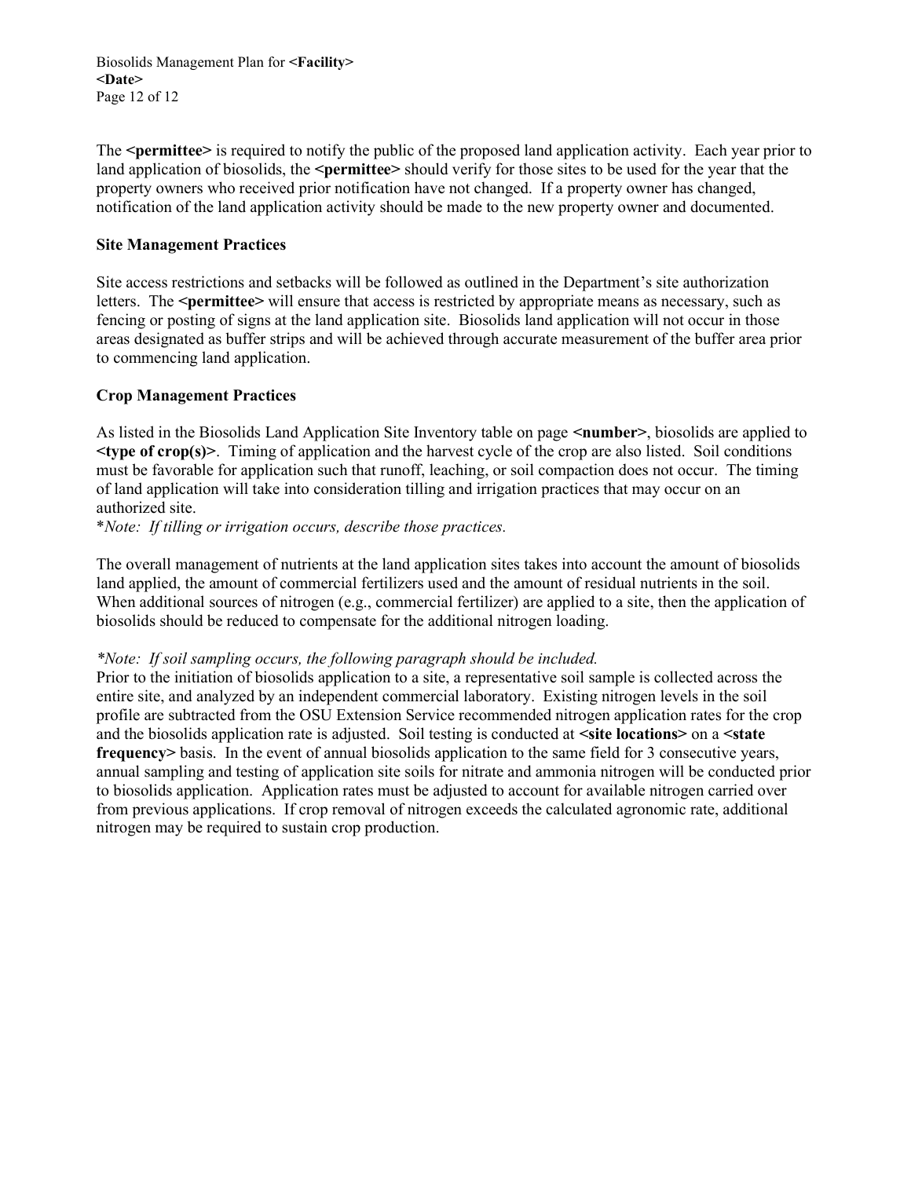The **<permittee>** is required to notify the public of the proposed land application activity. Each year prior to land application of biosolids, the **<permittee>** should verify for those sites to be used for the year that the property owners who received prior notification have not changed. If a property owner has changed, notification of the land application activity should be made to the new property owner and documented.

### Site Management Practices

Site access restrictions and setbacks will be followed as outlined in the Department's site authorization letters. The **<permittee>** will ensure that access is restricted by appropriate means as necessary, such as fencing or posting of signs at the land application site. Biosolids land application will not occur in those areas designated as buffer strips and will be achieved through accurate measurement of the buffer area prior to commencing land application.

### Crop Management Practices

As listed in the Biosolids Land Application Site Inventory table on page **<number>**, biosolids are applied to **<type of crop(s)>**. Timing of application and the harvest cycle of the crop are also listed. Soil conditions must be favorable for application such that runoff, leaching, or soil compaction does not occur. The timing of land application will take into consideration tilling and irrigation practices that may occur on an authorized site.
\**Note: If tilling or irrigation occurs, describe those practices.*

The overall management of nutrients at the land application sites takes into account the amount of biosolids land applied, the amount of commercial fertilizers used and the amount of residual nutrients in the soil. When additional sources of nitrogen (e.g., commercial fertilizer) are applied to a site, then the application of biosolids should be reduced to compensate for the additional nitrogen loading.

*\*Note: If soil sampling occurs, the following paragraph should be included.*
Prior to the initiation of biosolids application to a site, a representative soil sample is collected across the entire site, and analyzed by an independent commercial laboratory. Existing nitrogen levels in the soil profile are subtracted from the OSU Extension Service recommended nitrogen application rates for the crop and the biosolids application rate is adjusted. Soil testing is conducted at **<site locations>** on a **<state frequency>** basis. In the event of annual biosolids application to the same field for 3 consecutive years, annual sampling and testing of application site soils for nitrate and ammonia nitrogen will be conducted prior to biosolids application. Application rates must be adjusted to account for available nitrogen carried over from previous applications. If crop removal of nitrogen exceeds the calculated agronomic rate, additional nitrogen may be required to sustain crop production.